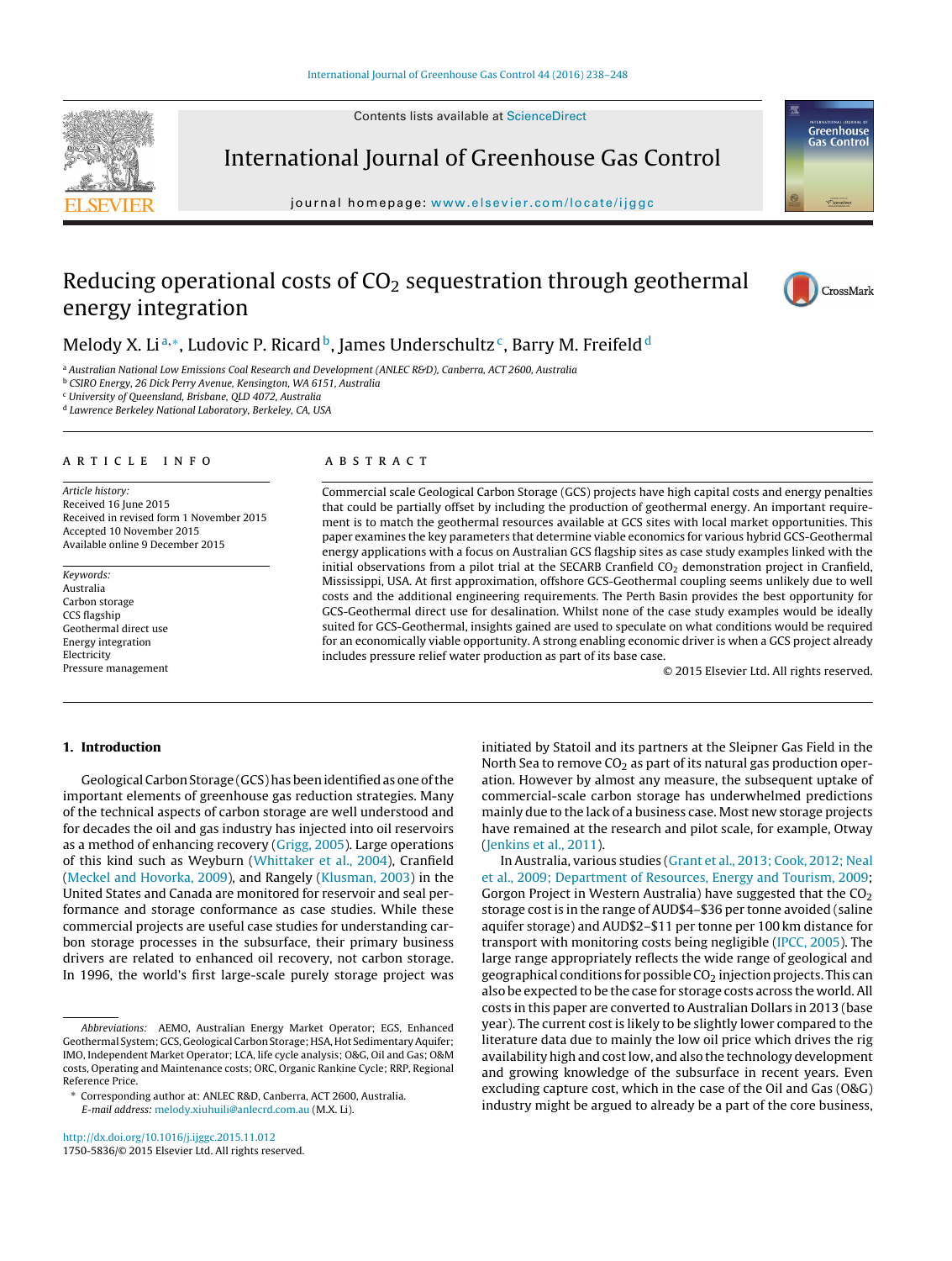# Reducing operational costs of $CO_2$ sequestration through geothermal energy integration

Melody X. Li[a,*], Ludovic P. Ricard[b], James Underschultz[c], Barry M. Freifeld[d]

[a] Australian National Low Emissions Coal Research and Development (ANLEC R&D), Canberra, ACT 2600, Australia
[b] CSIRO Energy, 26 Dick Perry Avenue, Kensington, WA 6151, Australia
[c] University of Queensland, Brisbane, QLD 4072, Australia
[d] Lawrence Berkeley National Laboratory, Berkeley, CA, USA

## ARTICLE INFO

*Article history:*
Received 16 June 2015
Received in revised form 1 November 2015
Accepted 10 November 2015
Available online 9 December 2015

*Keywords:*
Australia
Carbon storage
CCS flagship
Geothermal direct use
Energy integration
Electricity
Pressure management

## ABSTRACT

Commercial scale Geological Carbon Storage (GCS) projects have high capital costs and energy penalties that could be partially offset by including the production of geothermal energy. An important requirement is to match the geothermal resources available at GCS sites with local market opportunities. This paper examines the key parameters that determine viable economics for various hybrid GCS-Geothermal energy applications with a focus on Australian GCS flagship sites as case study examples linked with the initial observations from a pilot trial at the SECARB Cranfield $CO_2$ demonstration project in Cranfield, Mississippi, USA. At first approximation, offshore GCS-Geothermal coupling seems unlikely due to well costs and the additional engineering requirements. The Perth Basin provides the best opportunity for GCS-Geothermal direct use for desalination. Whilst none of the case study examples would be ideally suited for GCS-Geothermal, insights gained are used to speculate on what conditions would be required for an economically viable opportunity. A strong enabling economic driver is when a GCS project already includes pressure relief water production as part of its base case.

© 2015 Elsevier Ltd. All rights reserved.

## 1. Introduction

Geological Carbon Storage (GCS) has been identified as one of the important elements of greenhouse gas reduction strategies. Many of the technical aspects of carbon storage are well understood and for decades the oil and gas industry has injected into oil reservoirs as a method of enhancing recovery (Grigg, 2005). Large operations of this kind such as Weyburn (Whittaker et al., 2004), Cranfield (Meckel and Hovorka, 2009), and Rangely (Klusman, 2003) in the United States and Canada are monitored for reservoir and seal performance and storage conformance as case studies. While these commercial projects are useful case studies for understanding carbon storage processes in the subsurface, their primary business drivers are related to enhanced oil recovery, not carbon storage. In 1996, the world's first large-scale purely storage project was initiated by Statoil and its partners at the Sleipner Gas Field in the North Sea to remove $CO_2$ as part of its natural gas production operation. However by almost any measure, the subsequent uptake of commercial-scale carbon storage has underwhelmed predictions mainly due to the lack of a business case. Most new storage projects have remained at the research and pilot scale, for example, Otway (Jenkins et al., 2011).

In Australia, various studies (Grant et al., 2013; Cook, 2012; Neal et al., 2009; Department of Resources, Energy and Tourism, 2009; Gorgon Project in Western Australia) have suggested that the $CO_2$ storage cost is in the range of AUD$4–$36 per tonne avoided (saline aquifer storage) and AUD$2–$11 per tonne per 100 km distance for transport with monitoring costs being negligible (IPCC, 2005). The large range appropriately reflects the wide range of geological and geographical conditions for possible $CO_2$ injection projects. This can also be expected to be the case for storage costs across the world. All costs in this paper are converted to Australian Dollars in 2013 (base year). The current cost is likely to be slightly lower compared to the literature data due to mainly the low oil price which drives the rig availability high and cost low, and also the technology development and growing knowledge of the subsurface in recent years. Even excluding capture cost, which in the case of the Oil and Gas (O&G) industry might be argued to already be a part of the core business,

---

*Abbreviations:* AEMO, Australian Energy Market Operator; EGS, Enhanced Geothermal System; GCS, Geological Carbon Storage; HSA, Hot Sedimentary Aquifer; IMO, Independent Market Operator; LCA, life cycle analysis; O&G, Oil and Gas; O&M costs, Operating and Maintenance costs; ORC, Organic Rankine Cycle; RRP, Regional Reference Price.

* Corresponding author at: ANLEC R&D, Canberra, ACT 2600, Australia.
*E-mail address:* melody.xiuhuili@anlecrd.com.au (M.X. Li).

http://dx.doi.org/10.1016/j.ijggc.2015.11.012
1750-5836/© 2015 Elsevier Ltd. All rights reserved.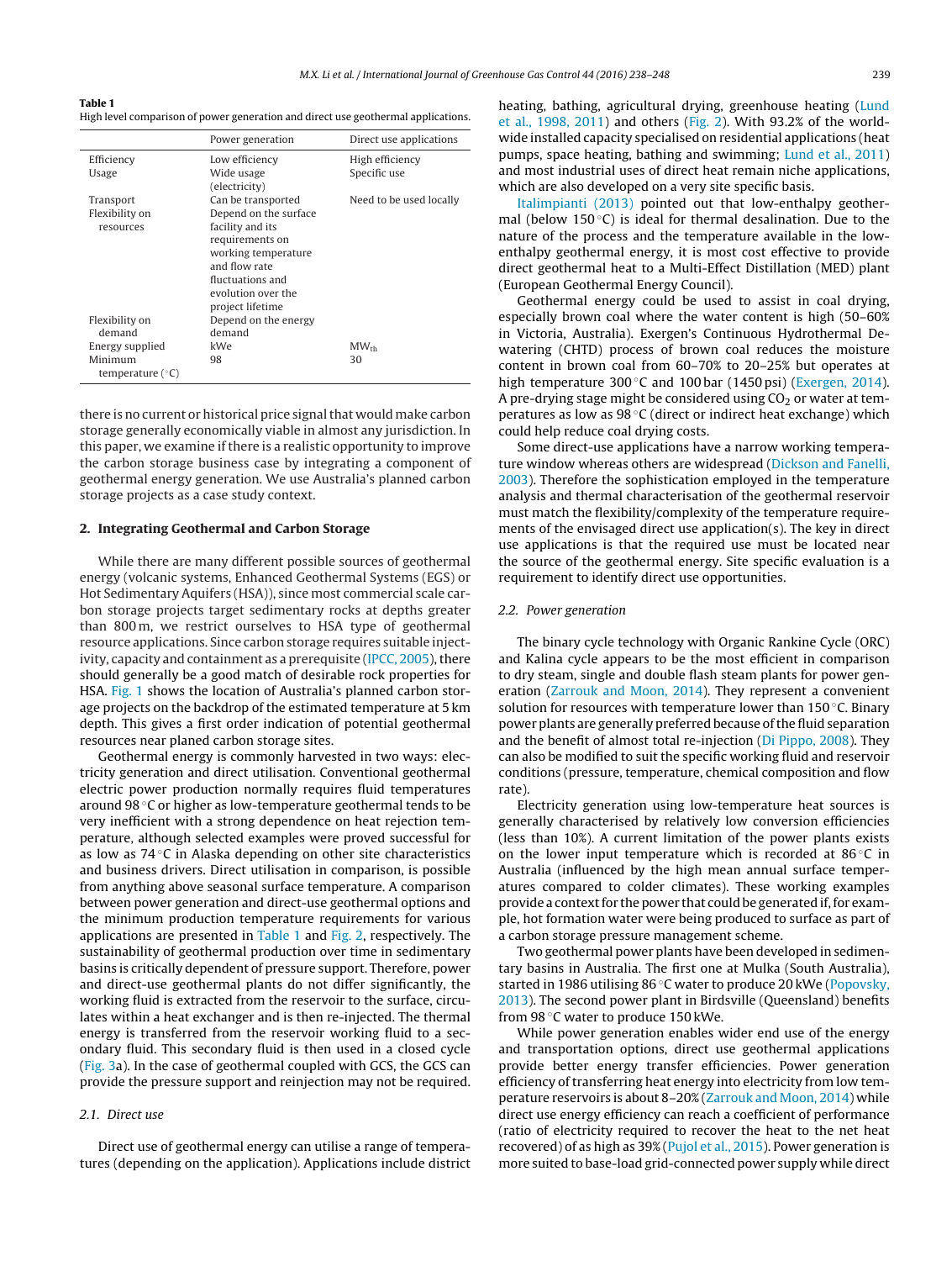**Table 1**
High level comparison of power generation and direct use geothermal applications.

| | Power generation | Direct use applications |
|---|---|---|
| Efficiency | Low efficiency | High efficiency |
| Usage | Wide usage (electricity) | Specific use |
| Transport | Can be transported | Need to be used locally |
| Flexibility on resources | Depend on the surface facility and its requirements on working temperature and flow rate fluctuations and evolution over the project lifetime | |
| Flexibility on demand | Depend on the energy demand | |
| Energy supplied | kWe | $MW_{th}$ |
| Minimum temperature (°C) | 98 | 30 |

there is no current or historical price signal that would make carbon storage generally economically viable in almost any jurisdiction. In this paper, we examine if there is a realistic opportunity to improve the carbon storage business case by integrating a component of geothermal energy generation. We use Australia's planned carbon storage projects as a case study context.

## 2. Integrating Geothermal and Carbon Storage

While there are many different possible sources of geothermal energy (volcanic systems, Enhanced Geothermal Systems (EGS) or Hot Sedimentary Aquifers (HSA)), since most commercial scale carbon storage projects target sedimentary rocks at depths greater than 800 m, we restrict ourselves to HSA type of geothermal resource applications. Since carbon storage requires suitable injectivity, capacity and containment as a prerequisite (IPCC, 2005), there should generally be a good match of desirable rock properties for HSA. Fig. 1 shows the location of Australia's planned carbon storage projects on the backdrop of the estimated temperature at 5 km depth. This gives a first order indication of potential geothermal resources near planed carbon storage sites.

Geothermal energy is commonly harvested in two ways: electricity generation and direct utilisation. Conventional geothermal electric power production normally requires fluid temperatures around 98 °C or higher as low-temperature geothermal tends to be very inefficient with a strong dependence on heat rejection temperature, although selected examples were proved successful for as low as 74 °C in Alaska depending on other site characteristics and business drivers. Direct utilisation in comparison, is possible from anything above seasonal surface temperature. A comparison between power generation and direct-use geothermal options and the minimum production temperature requirements for various applications are presented in Table 1 and Fig. 2, respectively. The sustainability of geothermal production over time in sedimentary basins is critically dependent of pressure support. Therefore, power and direct-use geothermal plants do not differ significantly, the working fluid is extracted from the reservoir to the surface, circulates within a heat exchanger and is then re-injected. The thermal energy is transferred from the reservoir working fluid to a secondary fluid. This secondary fluid is then used in a closed cycle (Fig. 3a). In the case of geothermal coupled with GCS, the GCS can provide the pressure support and reinjection may not be required.

### 2.1. Direct use

Direct use of geothermal energy can utilise a range of temperatures (depending on the application). Applications include district heating, bathing, agricultural drying, greenhouse heating (Lund et al., 1998, 2011) and others (Fig. 2). With 93.2% of the worldwide installed capacity specialised on residential applications (heat pumps, space heating, bathing and swimming; Lund et al., 2011) and most industrial uses of direct heat remain niche applications, which are also developed on a very site specific basis.

Italimpianti (2013) pointed out that low-enthalpy geothermal (below 150 °C) is ideal for thermal desalination. Due to the nature of the process and the temperature available in the low-enthalpy geothermal energy, it is most cost effective to provide direct geothermal heat to a Multi-Effect Distillation (MED) plant (European Geothermal Energy Council).

Geothermal energy could be used to assist in coal drying, especially brown coal where the water content is high (50–60% in Victoria, Australia). Exergen's Continuous Hydrothermal Dewatering (CHTD) process of brown coal reduces the moisture content in brown coal from 60–70% to 20–25% but operates at high temperature 300 °C and 100 bar (1450 psi) (Exergen, 2014). A pre-drying stage might be considered using $CO_2$ or water at temperatures as low as 98 °C (direct or indirect heat exchange) which could help reduce coal drying costs.

Some direct-use applications have a narrow working temperature window whereas others are widespread (Dickson and Fanelli, 2003). Therefore the sophistication employed in the temperature analysis and thermal characterisation of the geothermal reservoir must match the flexibility/complexity of the temperature requirements of the envisaged direct use application(s). The key in direct use applications is that the required use must be located near the source of the geothermal energy. Site specific evaluation is a requirement to identify direct use opportunities.

### 2.2. Power generation

The binary cycle technology with Organic Rankine Cycle (ORC) and Kalina cycle appears to be the most efficient in comparison to dry steam, single and double flash steam plants for power generation (Zarrouk and Moon, 2014). They represent a convenient solution for resources with temperature lower than 150 °C. Binary power plants are generally preferred because of the fluid separation and the benefit of almost total re-injection (Di Pippo, 2008). They can also be modified to suit the specific working fluid and reservoir conditions (pressure, temperature, chemical composition and flow rate).

Electricity generation using low-temperature heat sources is generally characterised by relatively low conversion efficiencies (less than 10%). A current limitation of the power plants exists on the lower input temperature which is recorded at 86 °C in Australia (influenced by the high mean annual surface temperatures compared to colder climates). These working examples provide a context for the power that could be generated if, for example, hot formation water were being produced to surface as part of a carbon storage pressure management scheme.

Two geothermal power plants have been developed in sedimentary basins in Australia. The first one at Mulka (South Australia), started in 1986 utilising 86 °C water to produce 20 kWe (Popovsky, 2013). The second power plant in Birdsville (Queensland) benefits from 98 °C water to produce 150 kWe.

While power generation enables wider end use of the energy and transportation options, direct use geothermal applications provide better energy transfer efficiencies. Power generation efficiency of transferring heat energy into electricity from low temperature reservoirs is about 8–20% (Zarrouk and Moon, 2014) while direct use energy efficiency can reach a coefficient of performance (ratio of electricity required to recover the heat to the net heat recovered) of as high as 39% (Pujol et al., 2015). Power generation is more suited to base-load grid-connected power supply while direct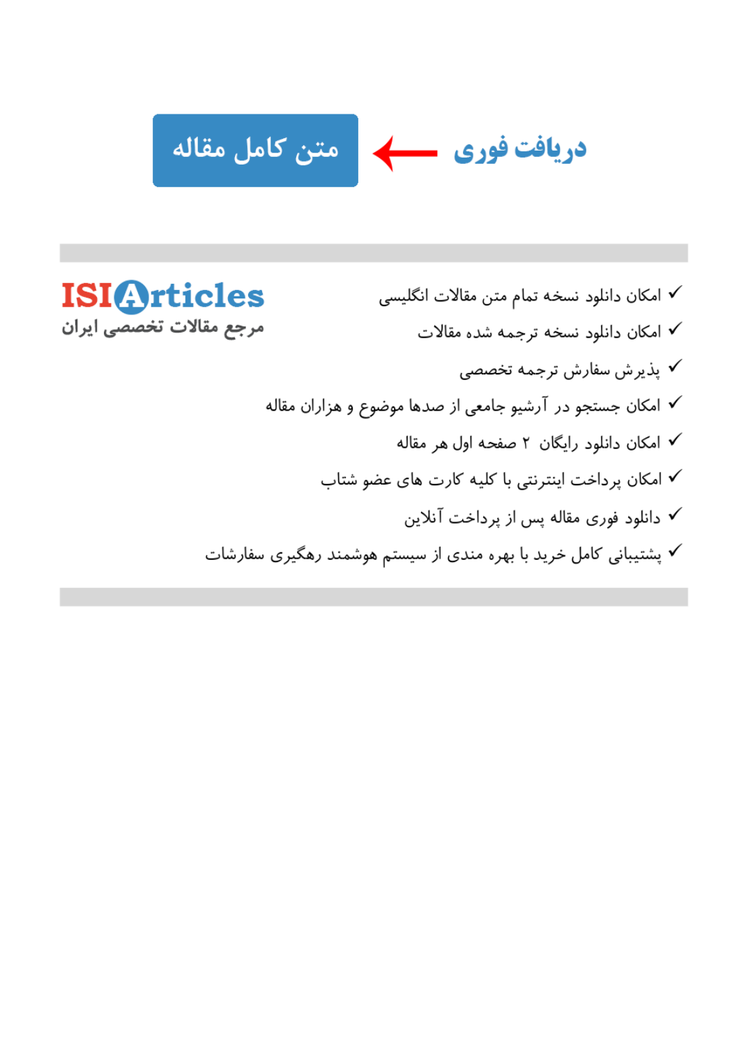دریافت فوری ← **متن کامل مقاله**

**ISIArticles**

مرجع مقالات تخصصی ایران

- ✓ امکان دانلود نسخه تمام متن مقالات انگلیسی
- ✓ امکان دانلود نسخه ترجمه شده مقالات
- ✓ پذیرش سفارش ترجمه تخصصی
- ✓ امکان جستجو در آرشیو جامعی از صدها موضوع و هزاران مقاله
- ✓ امکان دانلود رایگان ۲ صفحه اول هر مقاله
- ✓ امکان پرداخت اینترنتی با کلیه کارت های عضو شتاب
- ✓ دانلود فوری مقاله پس از پرداخت آنلاین
- ✓ پشتیبانی کامل خرید با بهره مندی از سیستم هوشمند رهگیری سفارشات